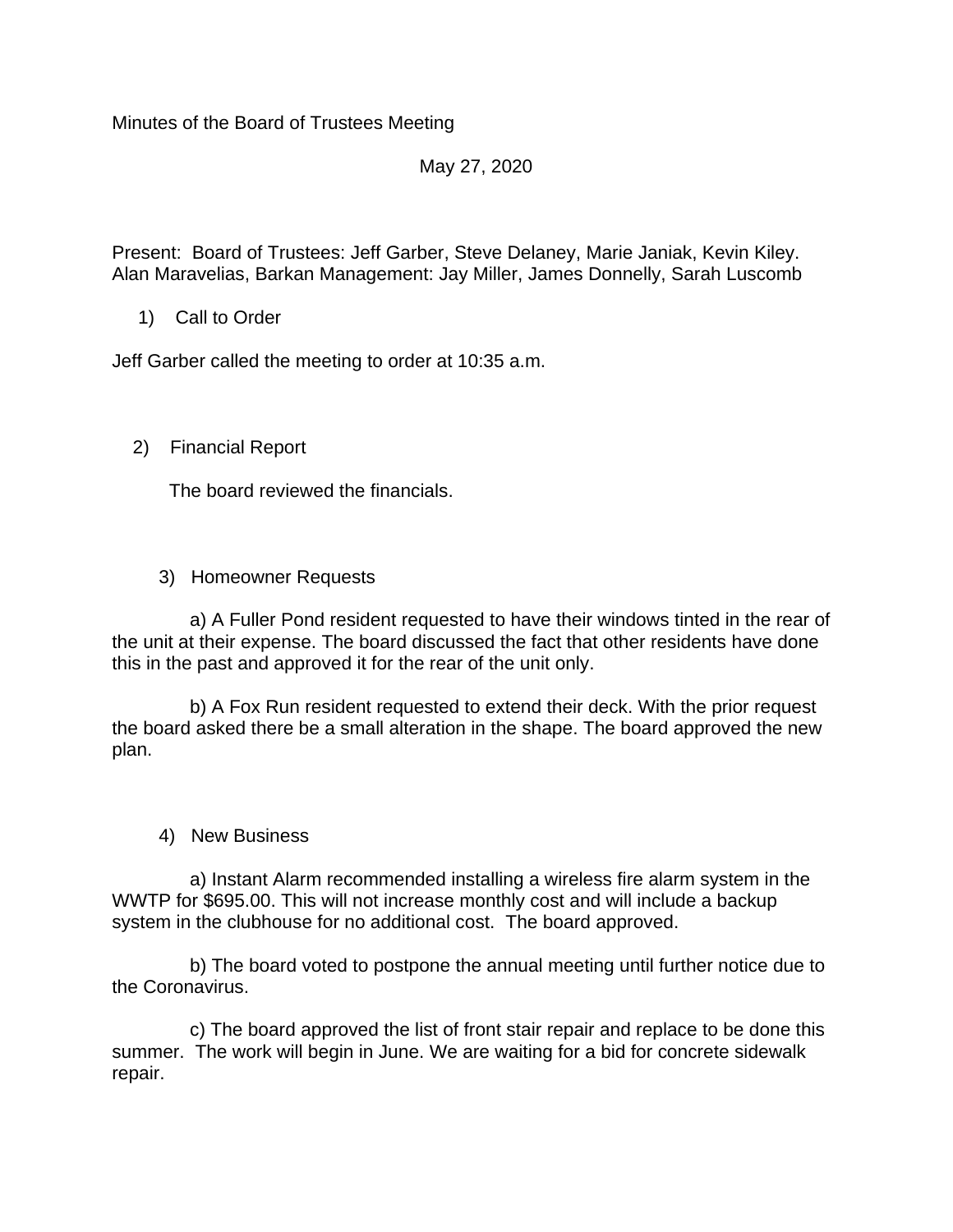Minutes of the Board of Trustees Meeting

May 27, 2020

Present: Board of Trustees: Jeff Garber, Steve Delaney, Marie Janiak, Kevin Kiley. Alan Maravelias, Barkan Management: Jay Miller, James Donnelly, Sarah Luscomb

1) Call to Order

Jeff Garber called the meeting to order at 10:35 a.m.

2) Financial Report

The board reviewed the financials.

3) Homeowner Requests

a) A Fuller Pond resident requested to have their windows tinted in the rear of the unit at their expense. The board discussed the fact that other residents have done this in the past and approved it for the rear of the unit only.

b) A Fox Run resident requested to extend their deck. With the prior request the board asked there be a small alteration in the shape. The board approved the new plan.

4) New Business

a) Instant Alarm recommended installing a wireless fire alarm system in the WWTP for $695.00. This will not increase monthly cost and will include a backup system in the clubhouse for no additional cost. The board approved.

b) The board voted to postpone the annual meeting until further notice due to the Coronavirus.

c) The board approved the list of front stair repair and replace to be done this summer. The work will begin in June. We are waiting for a bid for concrete sidewalk repair.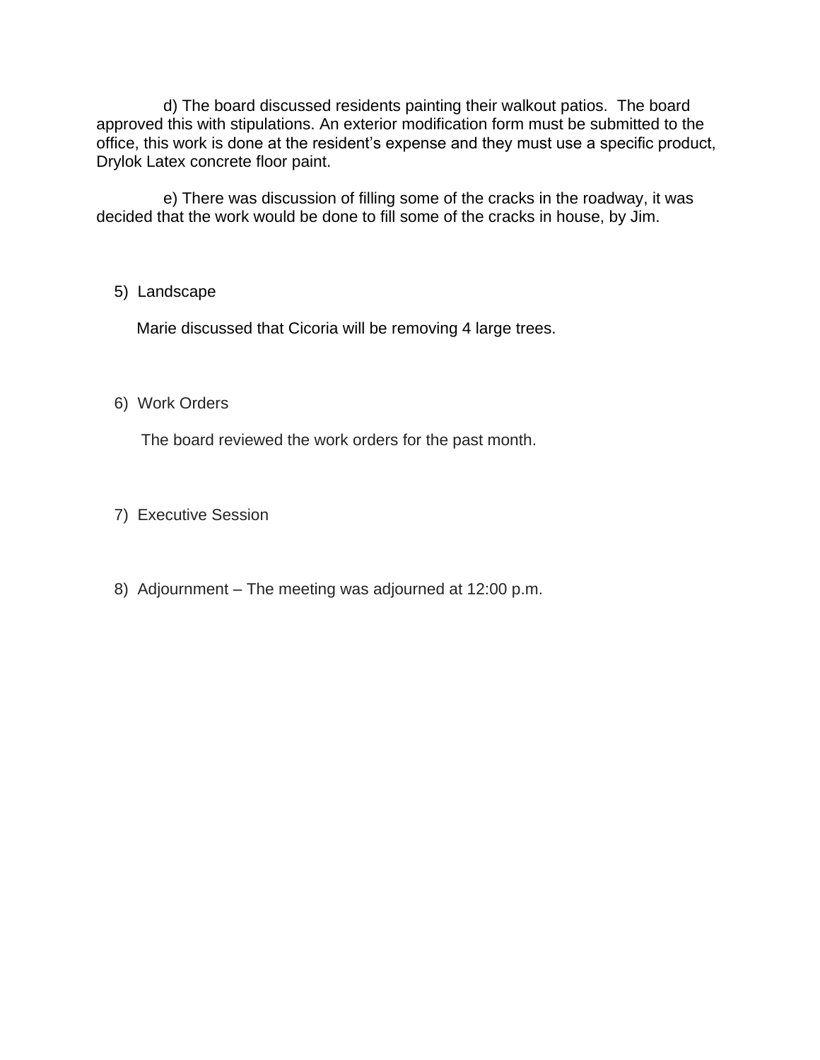d) The board discussed residents painting their walkout patios. The board approved this with stipulations. An exterior modification form must be submitted to the office, this work is done at the resident's expense and they must use a specific product, Drylok Latex concrete floor paint.

e) There was discussion of filling some of the cracks in the roadway, it was decided that the work would be done to fill some of the cracks in house, by Jim.

5) Landscape

Marie discussed that Cicoria will be removing 4 large trees.

6) Work Orders

The board reviewed the work orders for the past month.

7) Executive Session

8) Adjournment – The meeting was adjourned at 12:00 p.m.